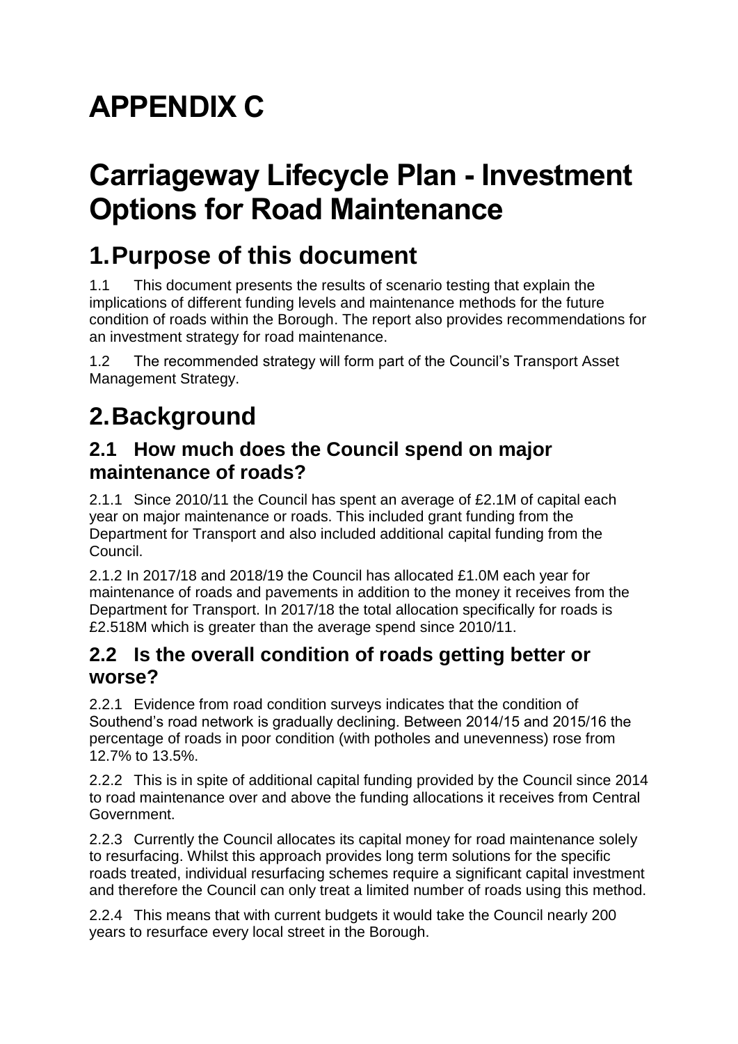# APPENDIX C

# Carriageway Lifecycle Plan - Investment Options for Road Maintenance

## 1. Purpose of this document

1.1 This document presents the results of scenario testing that explain the implications of different funding levels and maintenance methods for the future condition of roads within the Borough. The report also provides recommendations for an investment strategy for road maintenance.

1.2 The recommended strategy will form part of the Council's Transport Asset Management Strategy.

## 2. Background

### 2.1 How much does the Council spend on major maintenance of roads?

2.1.1 Since 2010/11 the Council has spent an average of £2.1M of capital each year on major maintenance or roads. This included grant funding from the Department for Transport and also included additional capital funding from the Council.

2.1.2 In 2017/18 and 2018/19 the Council has allocated £1.0M each year for maintenance of roads and pavements in addition to the money it receives from the Department for Transport. In 2017/18 the total allocation specifically for roads is £2.518M which is greater than the average spend since 2010/11.

### 2.2 Is the overall condition of roads getting better or worse?

2.2.1 Evidence from road condition surveys indicates that the condition of Southend's road network is gradually declining. Between 2014/15 and 2015/16 the percentage of roads in poor condition (with potholes and unevenness) rose from 12.7% to 13.5%.

2.2.2 This is in spite of additional capital funding provided by the Council since 2014 to road maintenance over and above the funding allocations it receives from Central Government.

2.2.3 Currently the Council allocates its capital money for road maintenance solely to resurfacing. Whilst this approach provides long term solutions for the specific roads treated, individual resurfacing schemes require a significant capital investment and therefore the Council can only treat a limited number of roads using this method.

2.2.4 This means that with current budgets it would take the Council nearly 200 years to resurface every local street in the Borough.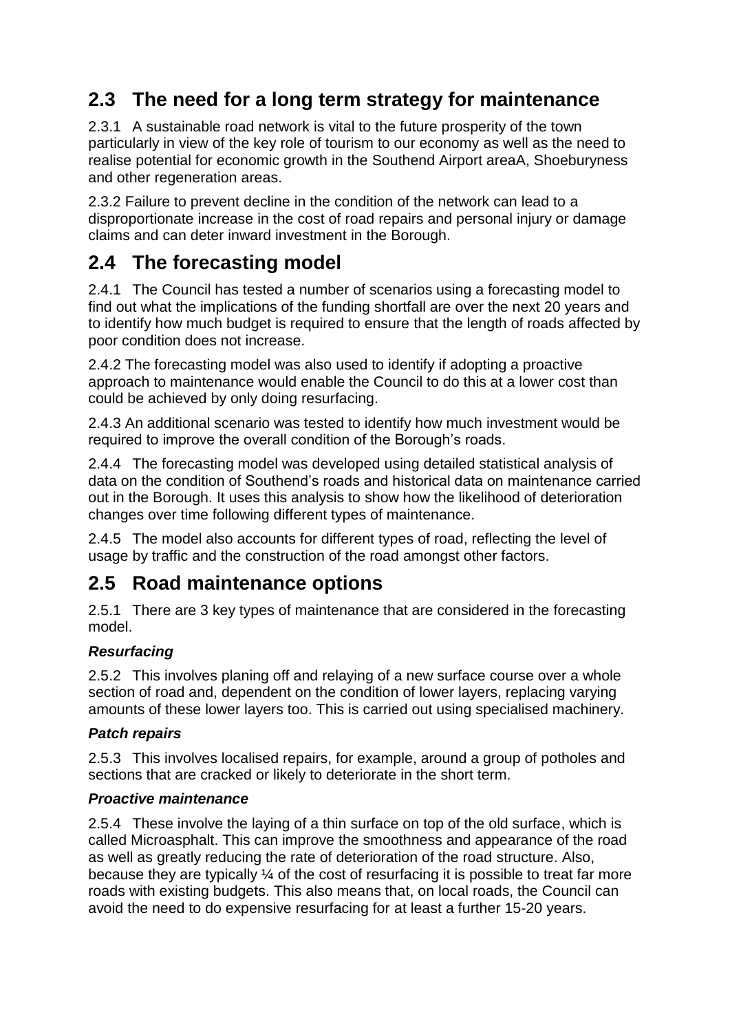## 2.3 The need for a long term strategy for maintenance

2.3.1 A sustainable road network is vital to the future prosperity of the town particularly in view of the key role of tourism to our economy as well as the need to realise potential for economic growth in the Southend Airport areaA, Shoeburyness and other regeneration areas.

2.3.2 Failure to prevent decline in the condition of the network can lead to a disproportionate increase in the cost of road repairs and personal injury or damage claims and can deter inward investment in the Borough.

## 2.4 The forecasting model

2.4.1 The Council has tested a number of scenarios using a forecasting model to find out what the implications of the funding shortfall are over the next 20 years and to identify how much budget is required to ensure that the length of roads affected by poor condition does not increase.

2.4.2 The forecasting model was also used to identify if adopting a proactive approach to maintenance would enable the Council to do this at a lower cost than could be achieved by only doing resurfacing.

2.4.3 An additional scenario was tested to identify how much investment would be required to improve the overall condition of the Borough's roads.

2.4.4 The forecasting model was developed using detailed statistical analysis of data on the condition of Southend's roads and historical data on maintenance carried out in the Borough. It uses this analysis to show how the likelihood of deterioration changes over time following different types of maintenance.

2.4.5 The model also accounts for different types of road, reflecting the level of usage by traffic and the construction of the road amongst other factors.

## 2.5 Road maintenance options

2.5.1 There are 3 key types of maintenance that are considered in the forecasting model.

### *Resurfacing*

2.5.2 This involves planing off and relaying of a new surface course over a whole section of road and, dependent on the condition of lower layers, replacing varying amounts of these lower layers too. This is carried out using specialised machinery.

### *Patch repairs*

2.5.3 This involves localised repairs, for example, around a group of potholes and sections that are cracked or likely to deteriorate in the short term.

### *Proactive maintenance*

2.5.4 These involve the laying of a thin surface on top of the old surface, which is called Microasphalt. This can improve the smoothness and appearance of the road as well as greatly reducing the rate of deterioration of the road structure. Also, because they are typically ¼ of the cost of resurfacing it is possible to treat far more roads with existing budgets. This also means that, on local roads, the Council can avoid the need to do expensive resurfacing for at least a further 15-20 years.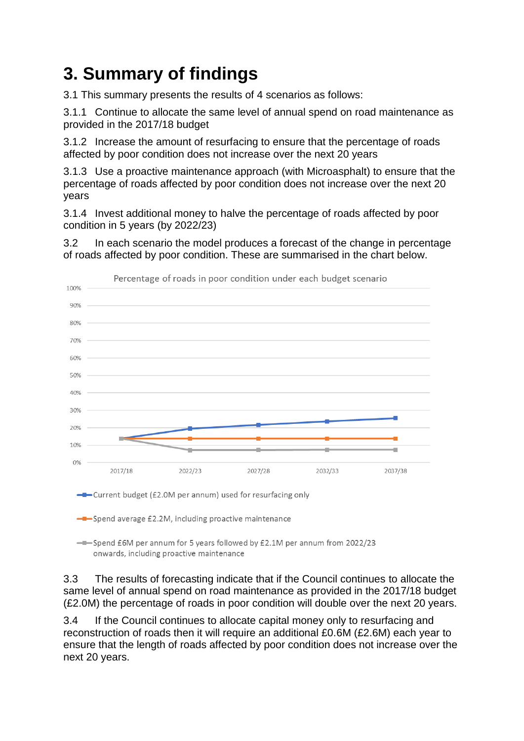# 3. Summary of findings

3.1 This summary presents the results of 4 scenarios as follows:

3.1.1 Continue to allocate the same level of annual spend on road maintenance as provided in the 2017/18 budget

3.1.2 Increase the amount of resurfacing to ensure that the percentage of roads affected by poor condition does not increase over the next 20 years

3.1.3 Use a proactive maintenance approach (with Microasphalt) to ensure that the percentage of roads affected by poor condition does not increase over the next 20 years

3.1.4 Invest additional money to halve the percentage of roads affected by poor condition in 5 years (by 2022/23)

3.2 In each scenario the model produces a forecast of the change in percentage of roads affected by poor condition. These are summarised in the chart below.

Percentage of roads in poor condition under each budget scenario

- Current budget (£2.0M per annum) used for resurfacing only
- Spend average £2.2M, including proactive maintenance
- Spend £6M per annum for 5 years followed by £2.1M per annum from 2022/23 onwards, including proactive maintenance

3.3 The results of forecasting indicate that if the Council continues to allocate the same level of annual spend on road maintenance as provided in the 2017/18 budget (£2.0M) the percentage of roads in poor condition will double over the next 20 years.

3.4 If the Council continues to allocate capital money only to resurfacing and reconstruction of roads then it will require an additional £0.6M (£2.6M) each year to ensure that the length of roads affected by poor condition does not increase over the next 20 years.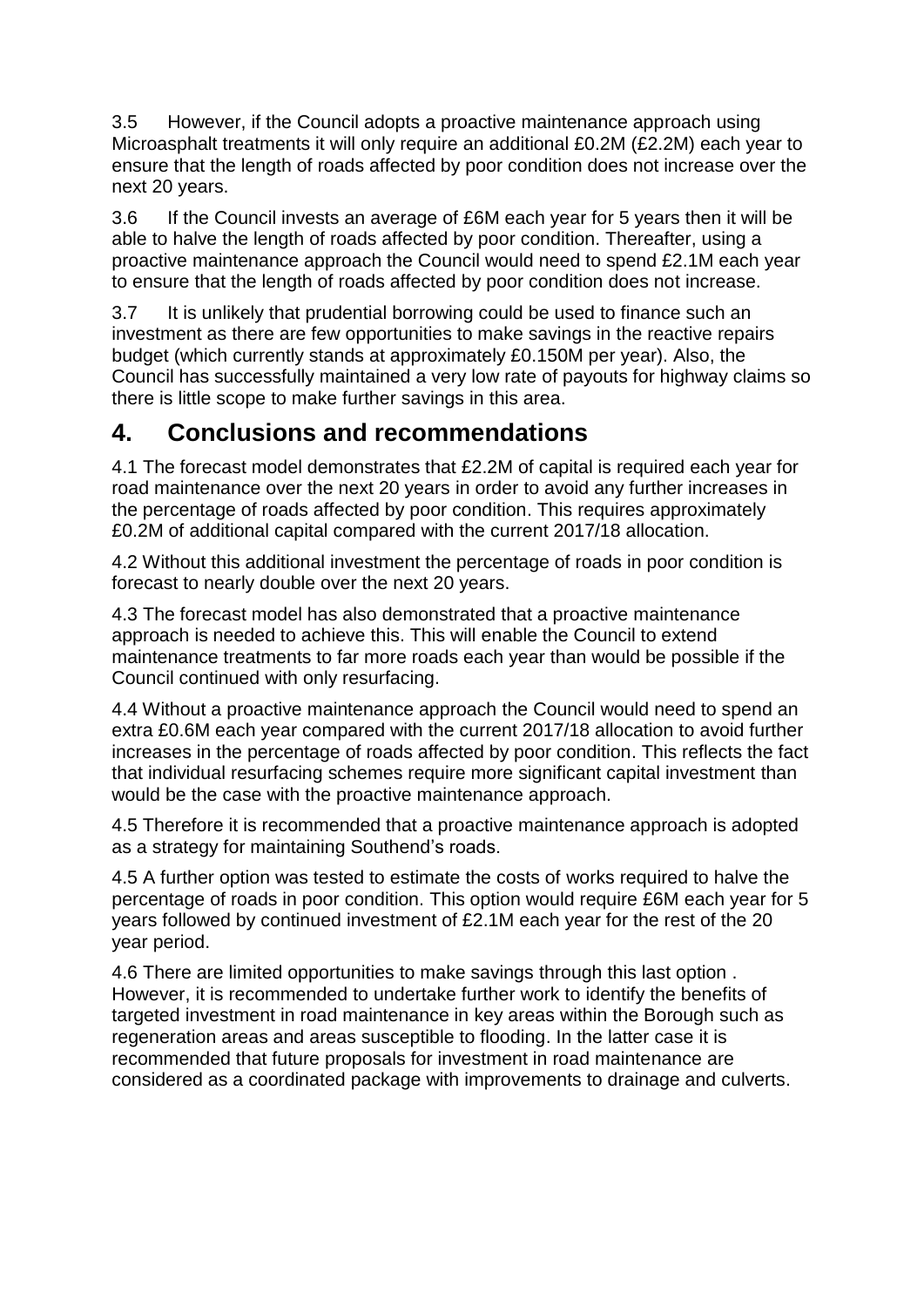3.5 However, if the Council adopts a proactive maintenance approach using Microasphalt treatments it will only require an additional £0.2M (£2.2M) each year to ensure that the length of roads affected by poor condition does not increase over the next 20 years.

3.6 If the Council invests an average of £6M each year for 5 years then it will be able to halve the length of roads affected by poor condition. Thereafter, using a proactive maintenance approach the Council would need to spend £2.1M each year to ensure that the length of roads affected by poor condition does not increase.

3.7 It is unlikely that prudential borrowing could be used to finance such an investment as there are few opportunities to make savings in the reactive repairs budget (which currently stands at approximately £0.150M per year). Also, the Council has successfully maintained a very low rate of payouts for highway claims so there is little scope to make further savings in this area.

## 4. Conclusions and recommendations

4.1 The forecast model demonstrates that £2.2M of capital is required each year for road maintenance over the next 20 years in order to avoid any further increases in the percentage of roads affected by poor condition. This requires approximately £0.2M of additional capital compared with the current 2017/18 allocation.

4.2 Without this additional investment the percentage of roads in poor condition is forecast to nearly double over the next 20 years.

4.3 The forecast model has also demonstrated that a proactive maintenance approach is needed to achieve this. This will enable the Council to extend maintenance treatments to far more roads each year than would be possible if the Council continued with only resurfacing.

4.4 Without a proactive maintenance approach the Council would need to spend an extra £0.6M each year compared with the current 2017/18 allocation to avoid further increases in the percentage of roads affected by poor condition. This reflects the fact that individual resurfacing schemes require more significant capital investment than would be the case with the proactive maintenance approach.

4.5 Therefore it is recommended that a proactive maintenance approach is adopted as a strategy for maintaining Southend's roads.

4.5 A further option was tested to estimate the costs of works required to halve the percentage of roads in poor condition. This option would require £6M each year for 5 years followed by continued investment of £2.1M each year for the rest of the 20 year period.

4.6 There are limited opportunities to make savings through this last option . However, it is recommended to undertake further work to identify the benefits of targeted investment in road maintenance in key areas within the Borough such as regeneration areas and areas susceptible to flooding. In the latter case it is recommended that future proposals for investment in road maintenance are considered as a coordinated package with improvements to drainage and culverts.